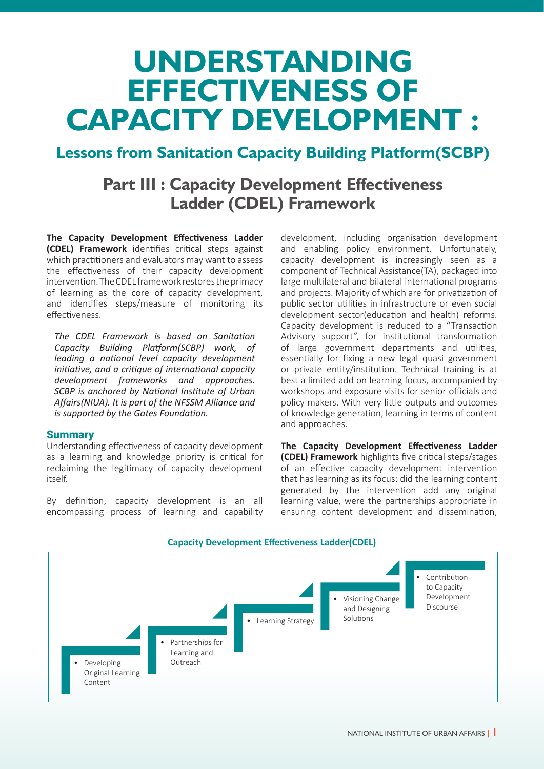# UNDERSTANDING EFFECTIVENESS OF CAPACITY DEVELOPMENT :

## Lessons from Sanitation Capacity Building Platform(SCBP)

## Part III : Capacity Development Effectiveness Ladder (CDEL) Framework

**The Capacity Development Effectiveness Ladder (CDEL) Framework** identifies critical steps against which practitioners and evaluators may want to assess the effectiveness of their capacity development intervention. The CDEL framework restores the primacy of learning as the core of capacity development, and identifies steps/measure of monitoring its effectiveness.

*The CDEL Framework is based on Sanitation Capacity Building Platform(SCBP) work, of leading a national level capacity development initiative, and a critique of international capacity development frameworks and approaches. SCBP is anchored by National Institute of Urban Affairs(NIUA). It is part of the NFSSM Alliance and is supported by the Gates Foundation.*

### Summary

Understanding effectiveness of capacity development as a learning and knowledge priority is critical for reclaiming the legitimacy of capacity development itself.

By definition, capacity development is an all encompassing process of learning and capability development, including organisation development and enabling policy environment. Unfortunately, capacity development is increasingly seen as a component of Technical Assistance(TA), packaged into large multilateral and bilateral international programs and projects. Majority of which are for privatization of public sector utilities in infrastructure or even social development sector(education and health) reforms. Capacity development is reduced to a "Transaction Advisory support", for institutional transformation of large government departments and utilities, essentially for fixing a new legal quasi government or private entity/institution. Technical training is at best a limited add on learning focus, accompanied by workshops and exposure visits for senior officials and policy makers. With very little outputs and outcomes of knowledge generation, learning in terms of content and approaches.

**The Capacity Development Effectiveness Ladder (CDEL) Framework** highlights five critical steps/stages of an effective capacity development intervention that has learning as its focus: did the learning content generated by the intervention add any original learning value, were the partnerships appropriate in ensuring content development and dissemination,

**Capacity Development Effectiveness Ladder(CDEL)**

- Developing Original Learning Content
- Partnerships for Learning and Outreach
- Learning Strategy
- Visioning Change and Designing Solutions
- Contribution to Capacity Development Discourse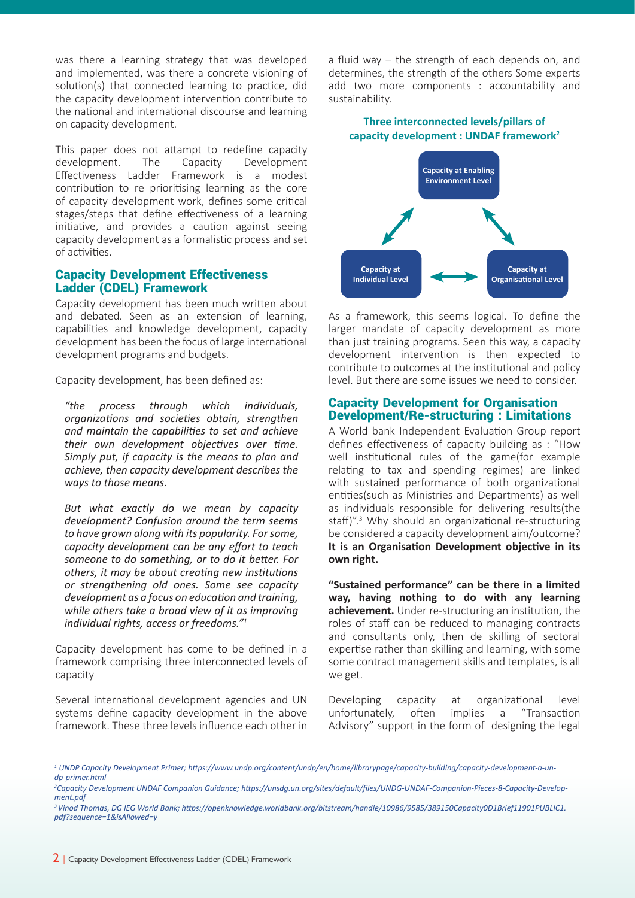was there a learning strategy that was developed and implemented, was there a concrete visioning of solution(s) that connected learning to practice, did the capacity development intervention contribute to the national and international discourse and learning on capacity development.

This paper does not attampt to redefine capacity development. The Capacity Development Effectiveness Ladder Framework is a modest contribution to re prioritising learning as the core of capacity development work, defines some critical stages/steps that define effectiveness of a learning initiative, and provides a caution against seeing capacity development as a formalistic process and set of activities.

## Capacity Development Effectiveness Ladder (CDEL) Framework

Capacity development has been much written about and debated. Seen as an extension of learning, capabilities and knowledge development, capacity development has been the focus of large international development programs and budgets.

Capacity development, has been defined as:

*"the process through which individuals, organizations and societies obtain, strengthen and maintain the capabilities to set and achieve their own development objectives over time. Simply put, if capacity is the means to plan and achieve, then capacity development describes the ways to those means.*

*But what exactly do we mean by capacity development? Confusion around the term seems to have grown along with its popularity. For some, capacity development can be any effort to teach someone to do something, or to do it better. For others, it may be about creating new institutions or strengthening old ones. Some see capacity development as a focus on education and training, while others take a broad view of it as improving individual rights, access or freedoms."*[1]

Capacity development has come to be defined in a framework comprising three interconnected levels of capacity

Several international development agencies and UN systems define capacity development in the above framework. These three levels influence each other in a fluid way – the strength of each depends on, and determines, the strength of the others Some experts add two more components : accountability and sustainability.

**Three interconnected levels/pillars of capacity development : UNDAF framework**[2]

Capacity at Enabling Environment Level

Capacity at Individual Level

Capacity at Organisational Level

As a framework, this seems logical. To define the larger mandate of capacity development as more than just training programs. Seen this way, a capacity development intervention is then expected to contribute to outcomes at the institutional and policy level. But there are some issues we need to consider.

## Capacity Development for Organisation Development/Re-structuring : Limitations

A World bank Independent Evaluation Group report defines effectiveness of capacity building as : "How well institutional rules of the game(for example relating to tax and spending regimes) are linked with sustained performance of both organizational entities(such as Ministries and Departments) as well as individuals responsible for delivering results(the staff)".[3] Why should an organizational re-structuring be considered a capacity development aim/outcome? **It is an Organisation Development objective in its own right.**

**"Sustained performance" can be there in a limited way, having nothing to do with any learning achievement.** Under re-structuring an institution, the roles of staff can be reduced to managing contracts and consultants only, then de skilling of sectoral expertise rather than skilling and learning, with some some contract management skills and templates, is all we get.

Developing capacity at organizational level unfortunately, often implies a "Transaction Advisory" support in the form of designing the legal

---

[1] *UNDP Capacity Development Primer; https://www.undp.org/content/undp/en/home/librarypage/capacity-building/capacity-development-a-un-dp-primer.html*

[2] *Capacity Development UNDAF Companion Guidance; https://unsdg.un.org/sites/default/files/UNDG-UNDAF-Companion-Pieces-8-Capacity-Development.pdf*

[3] *Vinod Thomas, DG IEG World Bank; https://openknowledge.worldbank.org/bitstream/handle/10986/9585/389150Capacity0D1Brief11901PUBLIC1.pdf?sequence=1&isAllowed=y*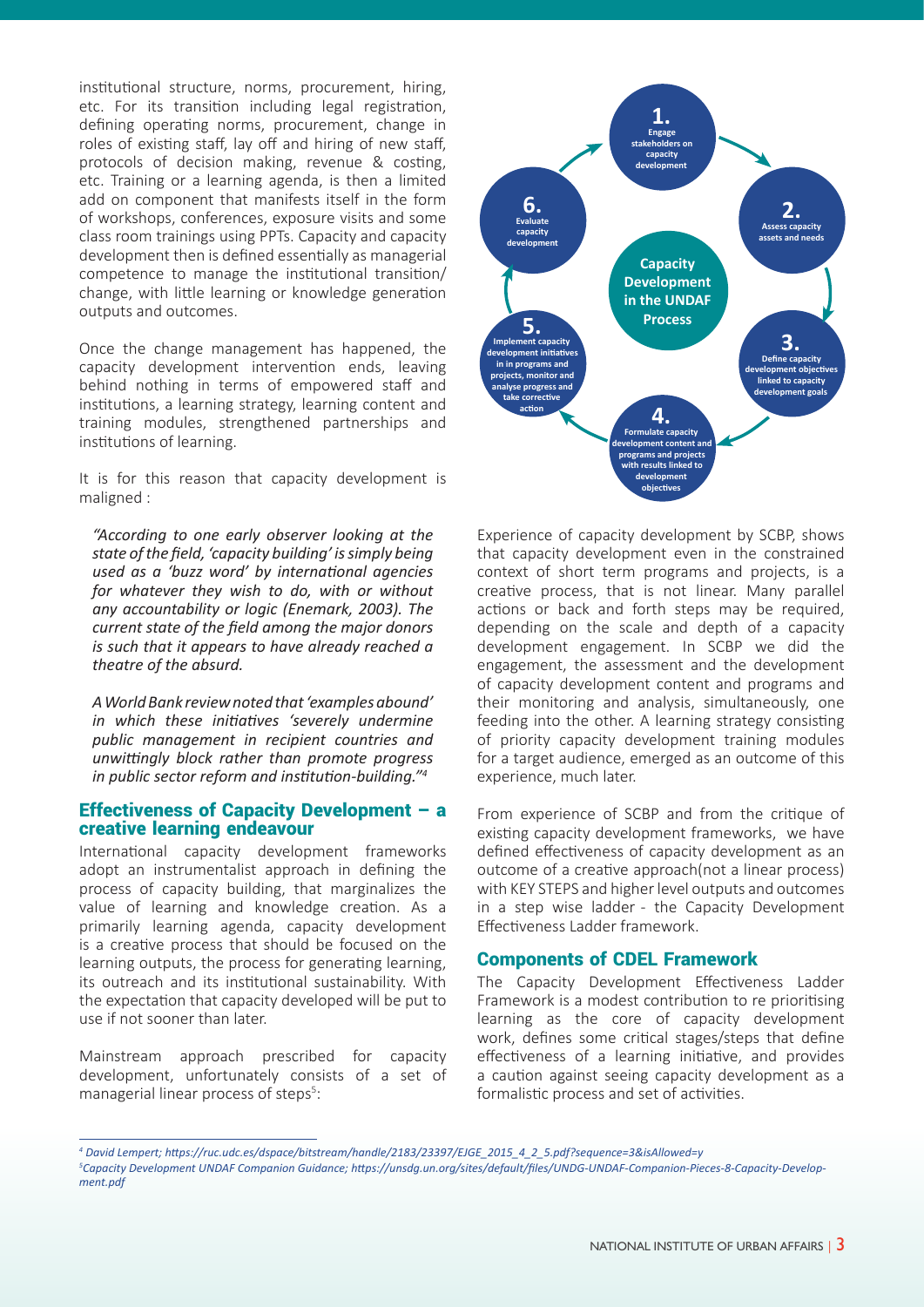institutional structure, norms, procurement, hiring, etc. For its transition including legal registration, defining operating norms, procurement, change in roles of existing staff, lay off and hiring of new staff, protocols of decision making, revenue & costing, etc. Training or a learning agenda, is then a limited add on component that manifests itself in the form of workshops, conferences, exposure visits and some class room trainings using PPTs. Capacity and capacity development then is defined essentially as managerial competence to manage the institutional transition/ change, with little learning or knowledge generation outputs and outcomes.

Once the change management has happened, the capacity development intervention ends, leaving behind nothing in terms of empowered staff and institutions, a learning strategy, learning content and training modules, strengthened partnerships and institutions of learning.

It is for this reason that capacity development is maligned :

> *"According to one early observer looking at the state of the field, 'capacity building' is simply being used as a 'buzz word' by international agencies for whatever they wish to do, with or without any accountability or logic (Enemark, 2003). The current state of the field among the major donors is such that it appears to have already reached a theatre of the absurd.*
>
> *A World Bank review noted that 'examples abound' in which these initiatives 'severely undermine public management in recipient countries and unwittingly block rather than promote progress in public sector reform and institution-building."*[4]

## Effectiveness of Capacity Development – a creative learning endeavour

International capacity development frameworks adopt an instrumentalist approach in defining the process of capacity building, that marginalizes the value of learning and knowledge creation. As a primarily learning agenda, capacity development is a creative process that should be focused on the learning outputs, the process for generating learning, its outreach and its institutional sustainability. With the expectation that capacity developed will be put to use if not sooner than later.

Mainstream approach prescribed for capacity development, unfortunately consists of a set of managerial linear process of steps[5]:

**Capacity Development in the UNDAF Process**

1. Engage stakeholders on capacity development
2. Assess capacity assets and needs
3. Define capacity development objectives linked to capacity development goals
4. Formulate capacity development content and programs and projects with results linked to development objectives
5. Implement capacity development initiatives in in programs and projects, monitor and analyse progress and take corrective action
6. Evaluate capacity development

Experience of capacity development by SCBP, shows that capacity development even in the constrained context of short term programs and projects, is a creative process, that is not linear. Many parallel actions or back and forth steps may be required, depending on the scale and depth of a capacity development engagement. In SCBP we did the engagement, the assessment and the development of capacity development content and programs and their monitoring and analysis, simultaneously, one feeding into the other. A learning strategy consisting of priority capacity development training modules for a target audience, emerged as an outcome of this experience, much later.

From experience of SCBP and from the critique of existing capacity development frameworks, we have defined effectiveness of capacity development as an outcome of a creative approach(not a linear process) with KEY STEPS and higher level outputs and outcomes in a step wise ladder - the Capacity Development Effectiveness Ladder framework.

## Components of CDEL Framework

The Capacity Development Effectiveness Ladder Framework is a modest contribution to re prioritising learning as the core of capacity development work, defines some critical stages/steps that define effectiveness of a learning initiative, and provides a caution against seeing capacity development as a formalistic process and set of activities.

---

[4] *David Lempert; https://ruc.udc.es/dspace/bitstream/handle/2183/23397/EJGE_2015_4_2_5.pdf?sequence=3&isAllowed=y*

[5] *Capacity Development UNDAF Companion Guidance; https://unsdg.un.org/sites/default/files/UNDG-UNDAF-Companion-Pieces-8-Capacity-Development.pdf*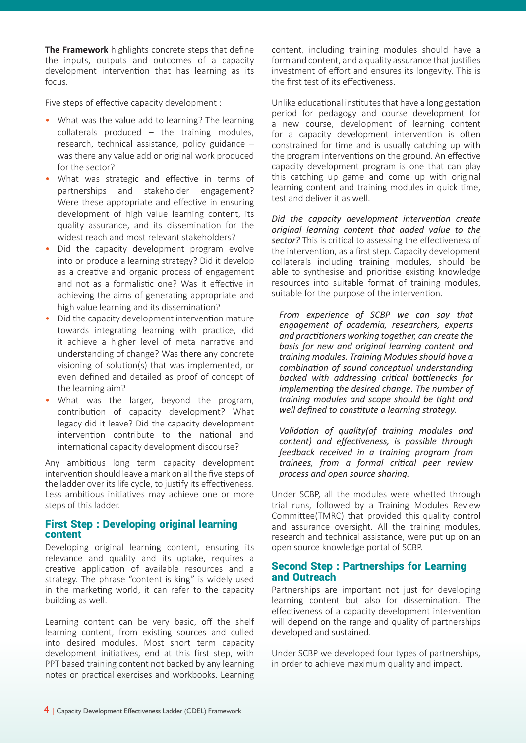**The Framework** highlights concrete steps that define the inputs, outputs and outcomes of a capacity development intervention that has learning as its focus.

Five steps of effective capacity development :

- What was the value add to learning? The learning collaterals produced – the training modules, research, technical assistance, policy guidance – was there any value add or original work produced for the sector?
- What was strategic and effective in terms of partnerships and stakeholder engagement? Were these appropriate and effective in ensuring development of high value learning content, its quality assurance, and its dissemination for the widest reach and most relevant stakeholders?
- Did the capacity development program evolve into or produce a learning strategy? Did it develop as a creative and organic process of engagement and not as a formalistic one? Was it effective in achieving the aims of generating appropriate and high value learning and its dissemination?
- Did the capacity development intervention mature towards integrating learning with practice, did it achieve a higher level of meta narrative and understanding of change? Was there any concrete visioning of solution(s) that was implemented, or even defined and detailed as proof of concept of the learning aim?
- What was the larger, beyond the program, contribution of capacity development? What legacy did it leave? Did the capacity development intervention contribute to the national and international capacity development discourse?

Any ambitious long term capacity development intervention should leave a mark on all the five steps of the ladder over its life cycle, to justify its effectiveness. Less ambitious initiatives may achieve one or more steps of this ladder.

## First Step : Developing original learning content

Developing original learning content, ensuring its relevance and quality and its uptake, requires a creative application of available resources and a strategy. The phrase "content is king" is widely used in the marketing world, it can refer to the capacity building as well.

Learning content can be very basic, off the shelf learning content, from existing sources and culled into desired modules. Most short term capacity development initiatives, end at this first step, with PPT based training content not backed by any learning notes or practical exercises and workbooks. Learning content, including training modules should have a form and content, and a quality assurance that justifies investment of effort and ensures its longevity. This is the first test of its effectiveness.

Unlike educational institutes that have a long gestation period for pedagogy and course development for a new course, development of learning content for a capacity development intervention is often constrained for time and is usually catching up with the program interventions on the ground. An effective capacity development program is one that can play this catching up game and come up with original learning content and training modules in quick time, test and deliver it as well.

*Did the capacity development intervention create original learning content that added value to the sector?* This is critical to assessing the effectiveness of the intervention, as a first step. Capacity development collaterals including training modules, should be able to synthesise and prioritise existing knowledge resources into suitable format of training modules, suitable for the purpose of the intervention.

> *From experience of SCBP we can say that engagement of academia, researchers, experts and practitioners working together, can create the basis for new and original learning content and training modules. Training Modules should have a combination of sound conceptual understanding backed with addressing critical bottlenecks for implementing the desired change. The number of training modules and scope should be tight and well defined to constitute a learning strategy.*
>
> *Validation of quality(of training modules and content) and effectiveness, is possible through feedback received in a training program from trainees, from a formal critical peer review process and open source sharing.*

Under SCBP, all the modules were whetted through trial runs, followed by a Training Modules Review Committee(TMRC) that provided this quality control and assurance oversight. All the training modules, research and technical assistance, were put up on an open source knowledge portal of SCBP.

## Second Step : Partnerships for Learning and Outreach

Partnerships are important not just for developing learning content but also for dissemination. The effectiveness of a capacity development intervention will depend on the range and quality of partnerships developed and sustained.

Under SCBP we developed four types of partnerships, in order to achieve maximum quality and impact.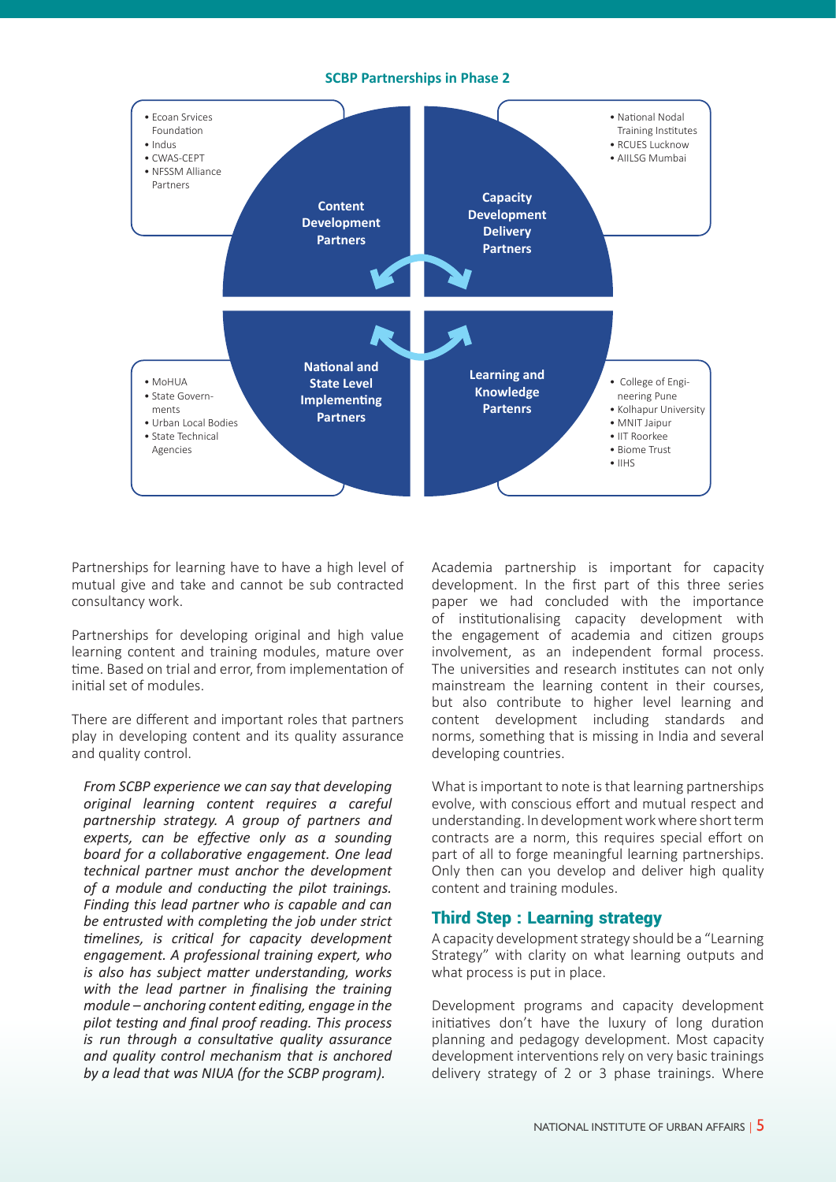**SCBP Partnerships in Phase 2**

**Content Development Partners**
- Ecoan Srvices Foundation
- Indus
- CWAS-CEPT
- NFSSM Alliance Partners

**Capacity Development Delivery Partners**
- National Nodal Training Institutes
- RCUES Lucknow
- AIILSG Mumbai

**National and State Level Implementing Partners**
- MoHUA
- State Governments
- Urban Local Bodies
- State Technical Agencies

**Learning and Knowledge Partenrs**
- College of Engineering Pune
- Kolhapur University
- MNIT Jaipur
- IIT Roorkee
- Biome Trust
- IIHS

Partnerships for learning have to have a high level of mutual give and take and cannot be sub contracted consultancy work.

Partnerships for developing original and high value learning content and training modules, mature over time. Based on trial and error, from implementation of initial set of modules.

There are different and important roles that partners play in developing content and its quality assurance and quality control.

*From SCBP experience we can say that developing original learning content requires a careful partnership strategy. A group of partners and experts, can be effective only as a sounding board for a collaborative engagement. One lead technical partner must anchor the development of a module and conducting the pilot trainings. Finding this lead partner who is capable and can be entrusted with completing the job under strict timelines, is critical for capacity development engagement. A professional training expert, who is also has subject matter understanding, works with the lead partner in finalising the training module – anchoring content editing, engage in the pilot testing and final proof reading. This process is run through a consultative quality assurance and quality control mechanism that is anchored by a lead that was NIUA (for the SCBP program).*

Academia partnership is important for capacity development. In the first part of this three series paper we had concluded with the importance of institutionalising capacity development with the engagement of academia and citizen groups involvement, as an independent formal process. The universities and research institutes can not only mainstream the learning content in their courses, but also contribute to higher level learning and content development including standards and norms, something that is missing in India and several developing countries.

What is important to note is that learning partnerships evolve, with conscious effort and mutual respect and understanding. In development work where short term contracts are a norm, this requires special effort on part of all to forge meaningful learning partnerships. Only then can you develop and deliver high quality content and training modules.

## Third Step : Learning strategy

A capacity development strategy should be a "Learning Strategy" with clarity on what learning outputs and what process is put in place.

Development programs and capacity development initiatives don't have the luxury of long duration planning and pedagogy development. Most capacity development interventions rely on very basic trainings delivery strategy of 2 or 3 phase trainings. Where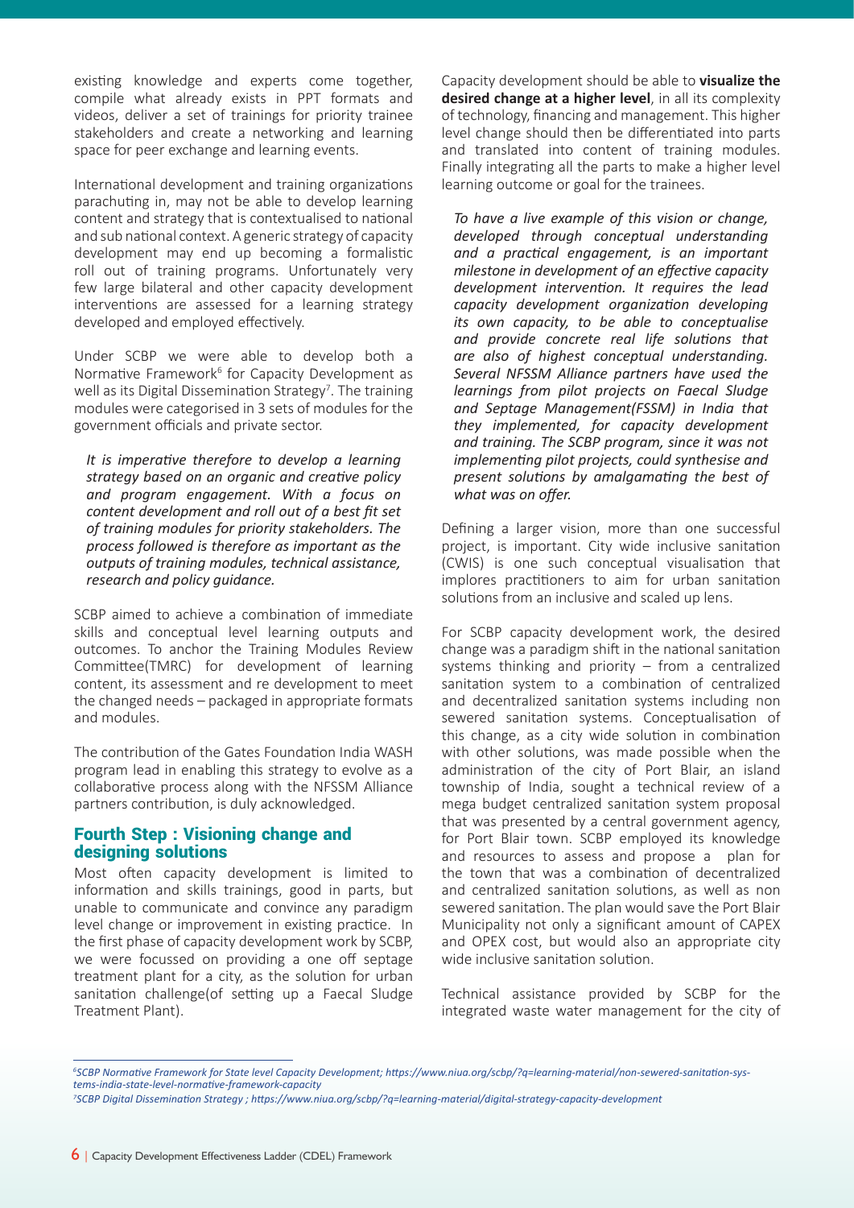existing knowledge and experts come together, compile what already exists in PPT formats and videos, deliver a set of trainings for priority trainee stakeholders and create a networking and learning space for peer exchange and learning events.

International development and training organizations parachuting in, may not be able to develop learning content and strategy that is contextualised to national and sub national context. A generic strategy of capacity development may end up becoming a formalistic roll out of training programs. Unfortunately very few large bilateral and other capacity development interventions are assessed for a learning strategy developed and employed effectively.

Under SCBP we were able to develop both a Normative Framework[6] for Capacity Development as well as its Digital Dissemination Strategy[7]. The training modules were categorised in 3 sets of modules for the government officials and private sector.

*It is imperative therefore to develop a learning strategy based on an organic and creative policy and program engagement. With a focus on content development and roll out of a best fit set of training modules for priority stakeholders. The process followed is therefore as important as the outputs of training modules, technical assistance, research and policy guidance.*

SCBP aimed to achieve a combination of immediate skills and conceptual level learning outputs and outcomes. To anchor the Training Modules Review Committee(TMRC) for development of learning content, its assessment and re development to meet the changed needs – packaged in appropriate formats and modules.

The contribution of the Gates Foundation India WASH program lead in enabling this strategy to evolve as a collaborative process along with the NFSSM Alliance partners contribution, is duly acknowledged.

## Fourth Step : Visioning change and designing solutions

Most often capacity development is limited to information and skills trainings, good in parts, but unable to communicate and convince any paradigm level change or improvement in existing practice. In the first phase of capacity development work by SCBP, we were focussed on providing a one off septage treatment plant for a city, as the solution for urban sanitation challenge(of setting up a Faecal Sludge Treatment Plant).

Capacity development should be able to **visualize the desired change at a higher level**, in all its complexity of technology, financing and management. This higher level change should then be differentiated into parts and translated into content of training modules. Finally integrating all the parts to make a higher level learning outcome or goal for the trainees.

*To have a live example of this vision or change, developed through conceptual understanding and a practical engagement, is an important milestone in development of an effective capacity development intervention. It requires the lead capacity development organization developing its own capacity, to be able to conceptualise and provide concrete real life solutions that are also of highest conceptual understanding. Several NFSSM Alliance partners have used the learnings from pilot projects on Faecal Sludge and Septage Management(FSSM) in India that they implemented, for capacity development and training. The SCBP program, since it was not implementing pilot projects, could synthesise and present solutions by amalgamating the best of what was on offer.*

Defining a larger vision, more than one successful project, is important. City wide inclusive sanitation (CWIS) is one such conceptual visualisation that implores practitioners to aim for urban sanitation solutions from an inclusive and scaled up lens.

For SCBP capacity development work, the desired change was a paradigm shift in the national sanitation systems thinking and priority – from a centralized sanitation system to a combination of centralized and decentralized sanitation systems including non sewered sanitation systems. Conceptualisation of this change, as a city wide solution in combination with other solutions, was made possible when the administration of the city of Port Blair, an island township of India, sought a technical review of a mega budget centralized sanitation system proposal that was presented by a central government agency, for Port Blair town. SCBP employed its knowledge and resources to assess and propose a plan for the town that was a combination of decentralized and centralized sanitation solutions, as well as non sewered sanitation. The plan would save the Port Blair Municipality not only a significant amount of CAPEX and OPEX cost, but would also an appropriate city wide inclusive sanitation solution.

Technical assistance provided by SCBP for the integrated waste water management for the city of

---

[6] *SCBP Normative Framework for State level Capacity Development; https://www.niua.org/scbp/?q=learning-material/non-sewered-sanitation-systems-india-state-level-normative-framework-capacity*

[7] *SCBP Digital Dissemination Strategy ; https://www.niua.org/scbp/?q=learning-material/digital-strategy-capacity-development*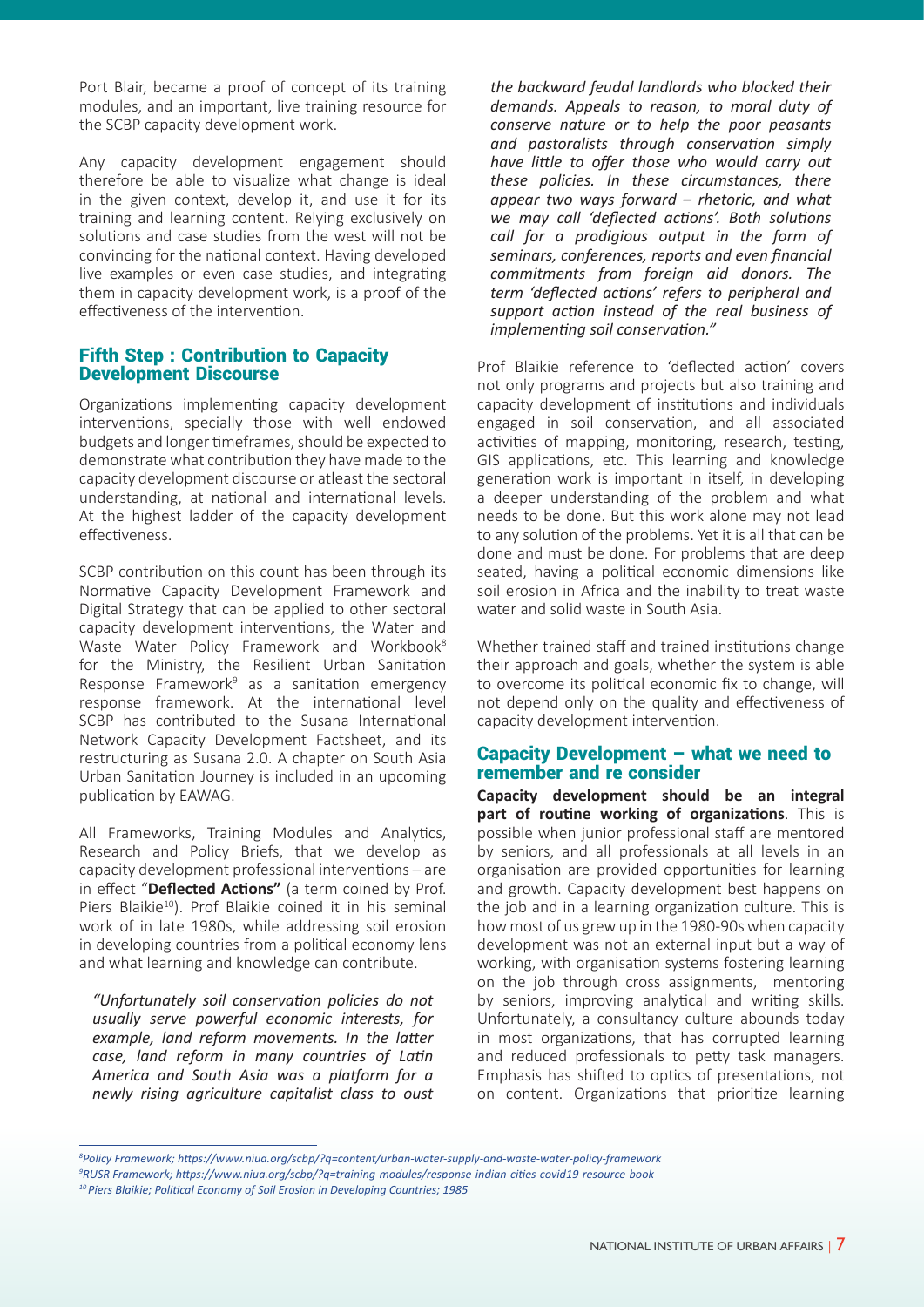Port Blair, became a proof of concept of its training modules, and an important, live training resource for the SCBP capacity development work.

Any capacity development engagement should therefore be able to visualize what change is ideal in the given context, develop it, and use it for its training and learning content. Relying exclusively on solutions and case studies from the west will not be convincing for the national context. Having developed live examples or even case studies, and integrating them in capacity development work, is a proof of the effectiveness of the intervention.

## Fifth Step : Contribution to Capacity Development Discourse

Organizations implementing capacity development interventions, specially those with well endowed budgets and longer timeframes, should be expected to demonstrate what contribution they have made to the capacity development discourse or atleast the sectoral understanding, at national and international levels. At the highest ladder of the capacity development effectiveness.

SCBP contribution on this count has been through its Normative Capacity Development Framework and Digital Strategy that can be applied to other sectoral capacity development interventions, the Water and Waste Water Policy Framework and Workbook[8] for the Ministry, the Resilient Urban Sanitation Response Framework[9] as a sanitation emergency response framework. At the international level SCBP has contributed to the Susana International Network Capacity Development Factsheet, and its restructuring as Susana 2.0. A chapter on South Asia Urban Sanitation Journey is included in an upcoming publication by EAWAG.

All Frameworks, Training Modules and Analytics, Research and Policy Briefs, that we develop as capacity development professional interventions – are in effect "**Deflected Actions"** (a term coined by Prof. Piers Blaikie[10]). Prof Blaikie coined it in his seminal work of in late 1980s, while addressing soil erosion in developing countries from a political economy lens and what learning and knowledge can contribute.

*"Unfortunately soil conservation policies do not usually serve powerful economic interests, for example, land reform movements. In the latter case, land reform in many countries of Latin America and South Asia was a platform for a newly rising agriculture capitalist class to oust the backward feudal landlords who blocked their demands. Appeals to reason, to moral duty of conserve nature or to help the poor peasants and pastoralists through conservation simply have little to offer those who would carry out these policies. In these circumstances, there appear two ways forward – rhetoric, and what we may call 'deflected actions'. Both solutions call for a prodigious output in the form of seminars, conferences, reports and even financial commitments from foreign aid donors. The term 'deflected actions' refers to peripheral and support action instead of the real business of implementing soil conservation."*

Prof Blaikie reference to 'deflected action' covers not only programs and projects but also training and capacity development of institutions and individuals engaged in soil conservation, and all associated activities of mapping, monitoring, research, testing, GIS applications, etc. This learning and knowledge generation work is important in itself, in developing a deeper understanding of the problem and what needs to be done. But this work alone may not lead to any solution of the problems. Yet it is all that can be done and must be done. For problems that are deep seated, having a political economic dimensions like soil erosion in Africa and the inability to treat waste water and solid waste in South Asia.

Whether trained staff and trained institutions change their approach and goals, whether the system is able to overcome its political economic fix to change, will not depend only on the quality and effectiveness of capacity development intervention.

## Capacity Development – what we need to remember and re consider

**Capacity development should be an integral part of routine working of organizations**. This is possible when junior professional staff are mentored by seniors, and all professionals at all levels in an organisation are provided opportunities for learning and growth. Capacity development best happens on the job and in a learning organization culture. This is how most of us grew up in the 1980-90s when capacity development was not an external input but a way of working, with organisation systems fostering learning on the job through cross assignments, mentoring by seniors, improving analytical and writing skills. Unfortunately, a consultancy culture abounds today in most organizations, that has corrupted learning and reduced professionals to petty task managers. Emphasis has shifted to optics of presentations, not on content. Organizations that prioritize learning

---

*[8]Policy Framework; https://www.niua.org/scbp/?q=content/urban-water-supply-and-waste-water-policy-framework*
*[9]RUSR Framework; https://www.niua.org/scbp/?q=training-modules/response-indian-cities-covid19-resource-book*
*[10]Piers Blaikie; Political Economy of Soil Erosion in Developing Countries; 1985*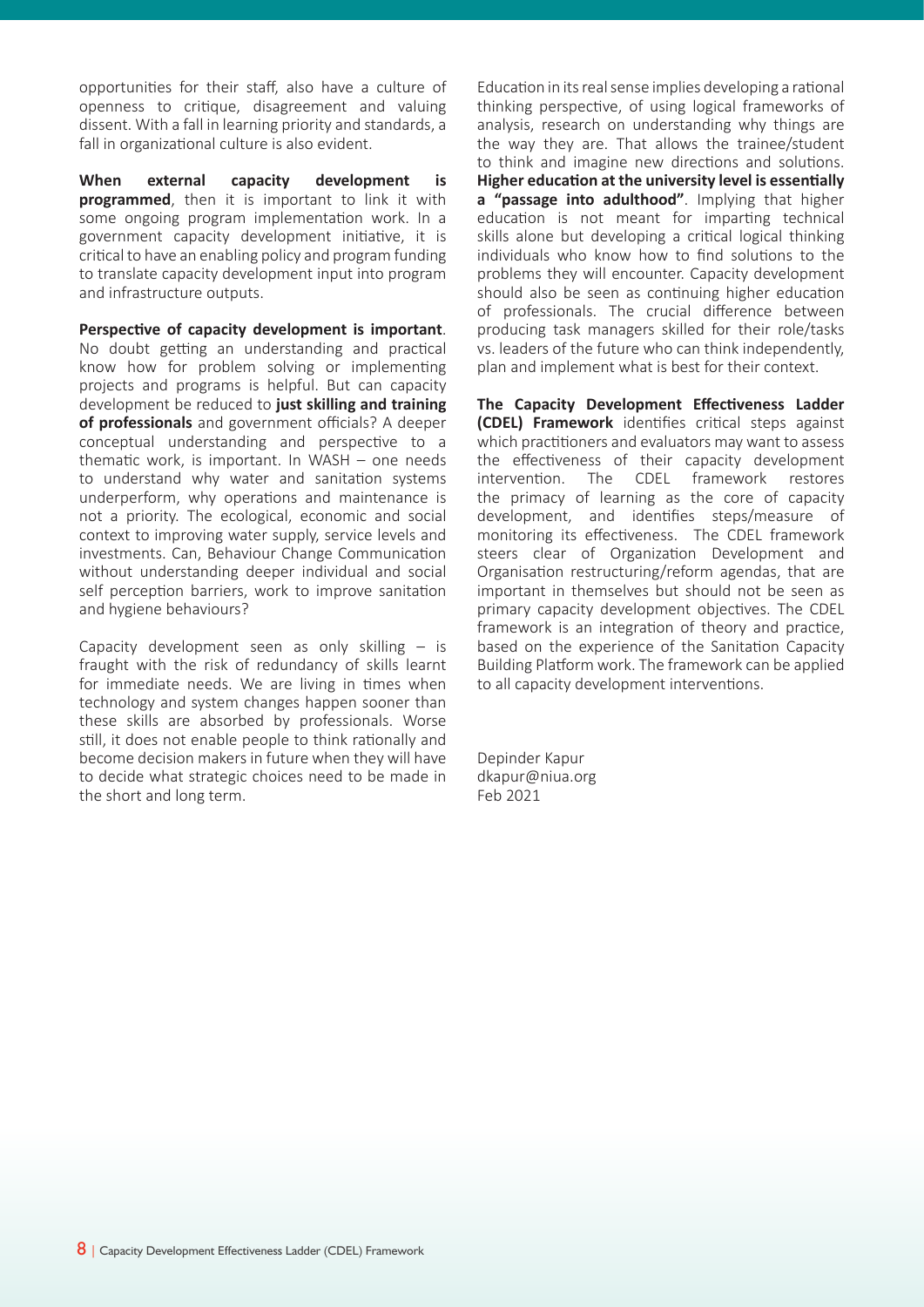opportunities for their staff, also have a culture of openness to critique, disagreement and valuing dissent. With a fall in learning priority and standards, a fall in organizational culture is also evident.

**When external capacity development is programmed**, then it is important to link it with some ongoing program implementation work. In a government capacity development initiative, it is critical to have an enabling policy and program funding to translate capacity development input into program and infrastructure outputs.

**Perspective of capacity development is important**. No doubt getting an understanding and practical know how for problem solving or implementing projects and programs is helpful. But can capacity development be reduced to **just skilling and training of professionals** and government officials? A deeper conceptual understanding and perspective to a thematic work, is important. In WASH – one needs to understand why water and sanitation systems underperform, why operations and maintenance is not a priority. The ecological, economic and social context to improving water supply, service levels and investments. Can, Behaviour Change Communication without understanding deeper individual and social self perception barriers, work to improve sanitation and hygiene behaviours?

Capacity development seen as only skilling – is fraught with the risk of redundancy of skills learnt for immediate needs. We are living in times when technology and system changes happen sooner than these skills are absorbed by professionals. Worse still, it does not enable people to think rationally and become decision makers in future when they will have to decide what strategic choices need to be made in the short and long term.

Education in its real sense implies developing a rational thinking perspective, of using logical frameworks of analysis, research on understanding why things are the way they are. That allows the trainee/student to think and imagine new directions and solutions. **Higher education at the university level is essentially a "passage into adulthood"**. Implying that higher education is not meant for imparting technical skills alone but developing a critical logical thinking individuals who know how to find solutions to the problems they will encounter. Capacity development should also be seen as continuing higher education of professionals. The crucial difference between producing task managers skilled for their role/tasks vs. leaders of the future who can think independently, plan and implement what is best for their context.

**The Capacity Development Effectiveness Ladder (CDEL) Framework** identifies critical steps against which practitioners and evaluators may want to assess the effectiveness of their capacity development intervention. The CDEL framework restores the primacy of learning as the core of capacity development, and identifies steps/measure of monitoring its effectiveness. The CDEL framework steers clear of Organization Development and Organisation restructuring/reform agendas, that are important in themselves but should not be seen as primary capacity development objectives. The CDEL framework is an integration of theory and practice, based on the experience of the Sanitation Capacity Building Platform work. The framework can be applied to all capacity development interventions.

Depinder Kapur
dkapur@niua.org
Feb 2021